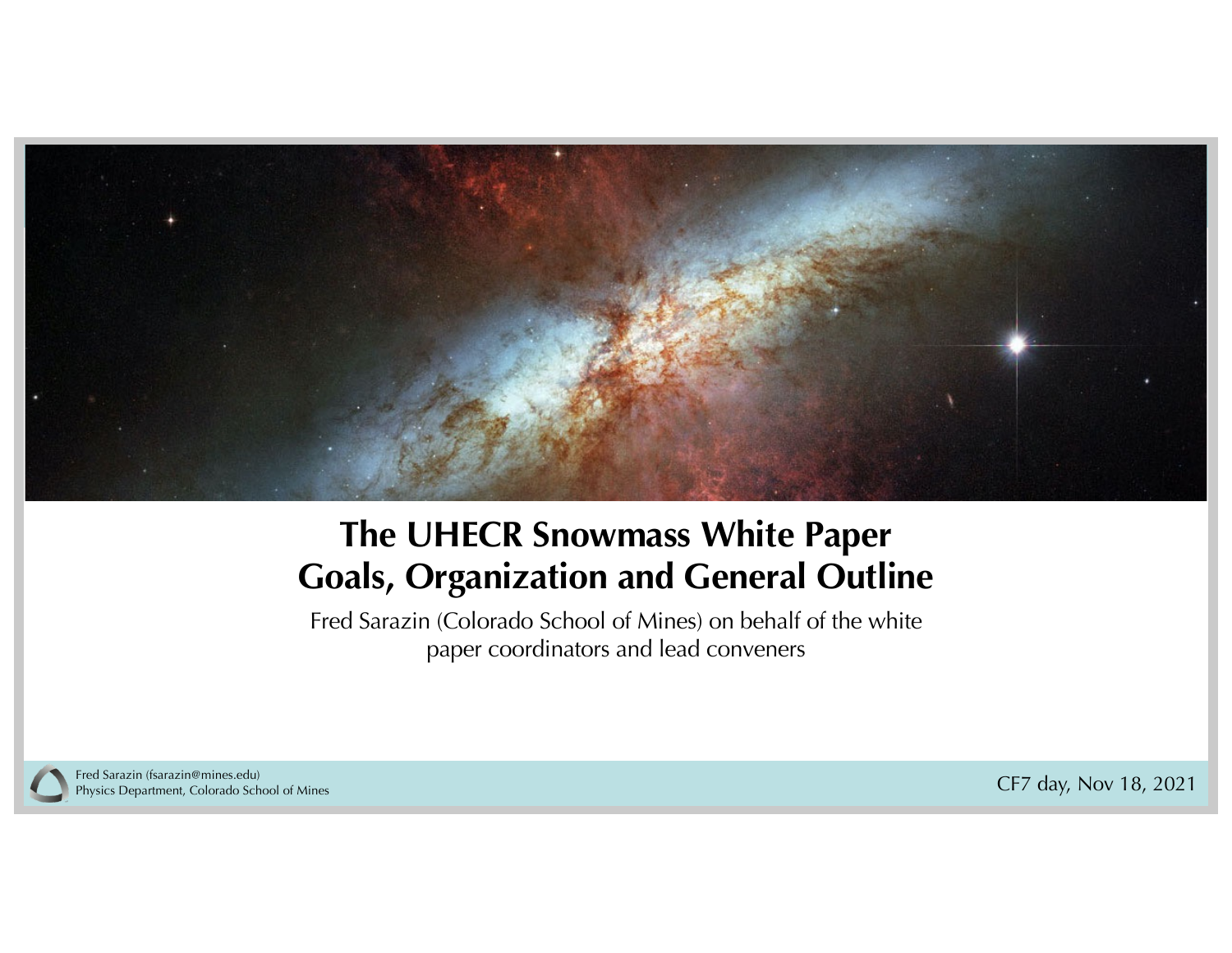# The UHECR Snowmass White Paper
# Goals, Organization and General Outline

Fred Sarazin (Colorado School of Mines) on behalf of the white paper coordinators and lead conveners

Fred Sarazin (fsarazin@mines.edu)
Physics Department, Colorado School of Mines

CF7 day, Nov 18, 2021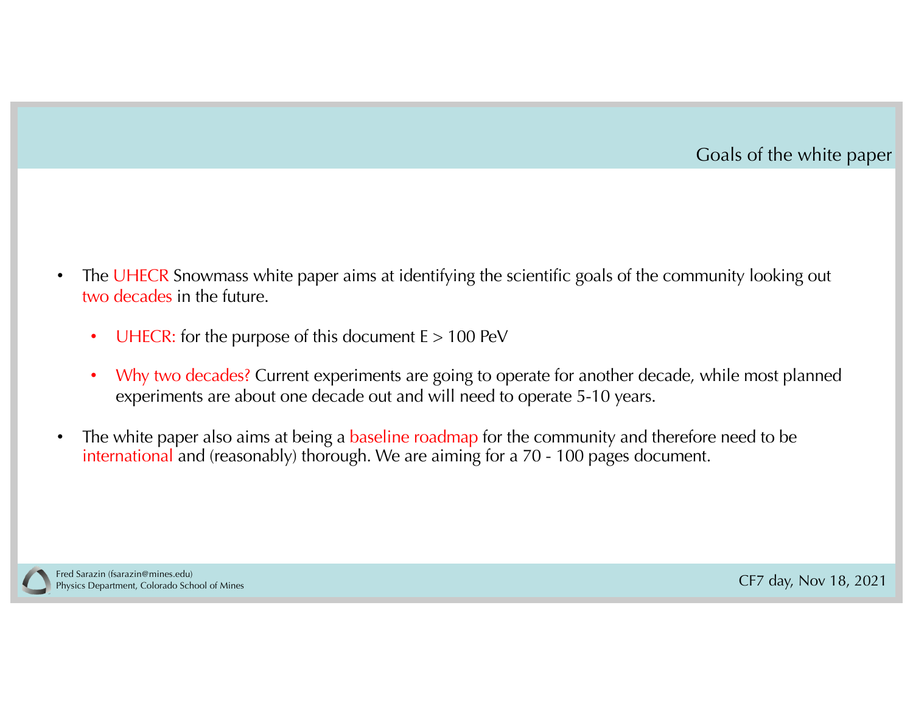## Goals of the white paper

- The UHECR Snowmass white paper aims at identifying the scientific goals of the community looking out two decades in the future.
  - UHECR: for the purpose of this document E > 100 PeV
  - Why two decades? Current experiments are going to operate for another decade, while most planned experiments are about one decade out and will need to operate 5-10 years.
- The white paper also aims at being a baseline roadmap for the community and therefore need to be international and (reasonably) thorough. We are aiming for a 70 - 100 pages document.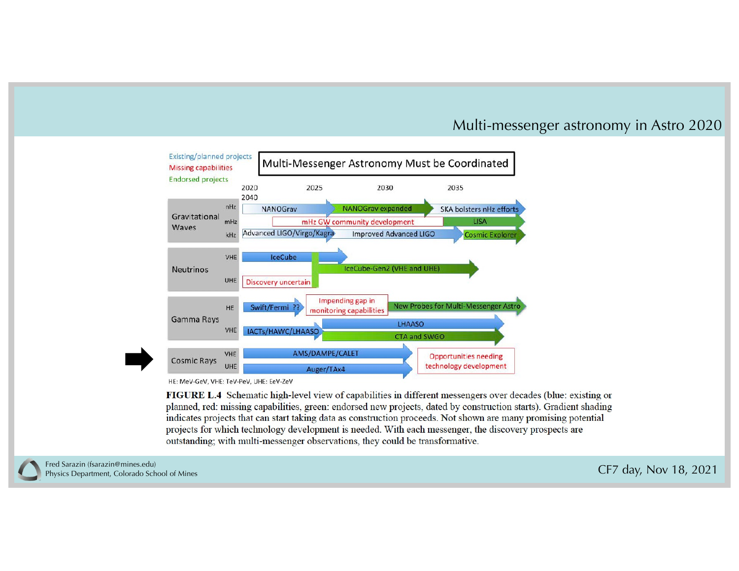# Multi-messenger astronomy in Astro 2020

Existing/planned projects
Missing capabilities
Endorsed projects

**Multi-Messenger Astronomy Must be Coordinated**

2020 2025 2030 2035 2040

| Messenger | Band | Projects |
|---|---|---|
| Gravitational Waves | nHz | NANOGrav → NANOGrav expanded → SKA bolsters nHz efforts |
| | mHz | mHz GW community development → LISA |
| | kHz | Advanced LIGO/Virgo/Kagra → Improved Advanced LIGO → Cosmic Explorer |
| Neutrinos | VHE | IceCube → IceCube-Gen2 (VHE and UHE) |
| | UHE | Discovery uncertain → IceCube-Gen2 (VHE and UHE) |
| Gamma Rays | HE | Swift/Fermi ?? → Impending gap in monitoring capabilities → New Probes for Multi-Messenger Astro |
| | VHE | IACTs/HAWC/LHAASO → LHAASO; CTA and SWGO |
| Cosmic Rays | VHE | AMS/DAMPE/CALET → Opportunities needing technology development |
| | UHE | Auger/TAx4 → Opportunities needing technology development |

HE: MeV-GeV, VHE: TeV-PeV, UHE: EeV-ZeV

**FIGURE L.4** Schematic high-level view of capabilities in different messengers over decades (blue: existing or planned, red: missing capabilities, green: endorsed new projects, dated by construction starts). Gradient shading indicates projects that can start taking data as construction proceeds. Not shown are many promising potential projects for which technology development is needed. With each messenger, the discovery prospects are outstanding; with multi-messenger observations, they could be transformative.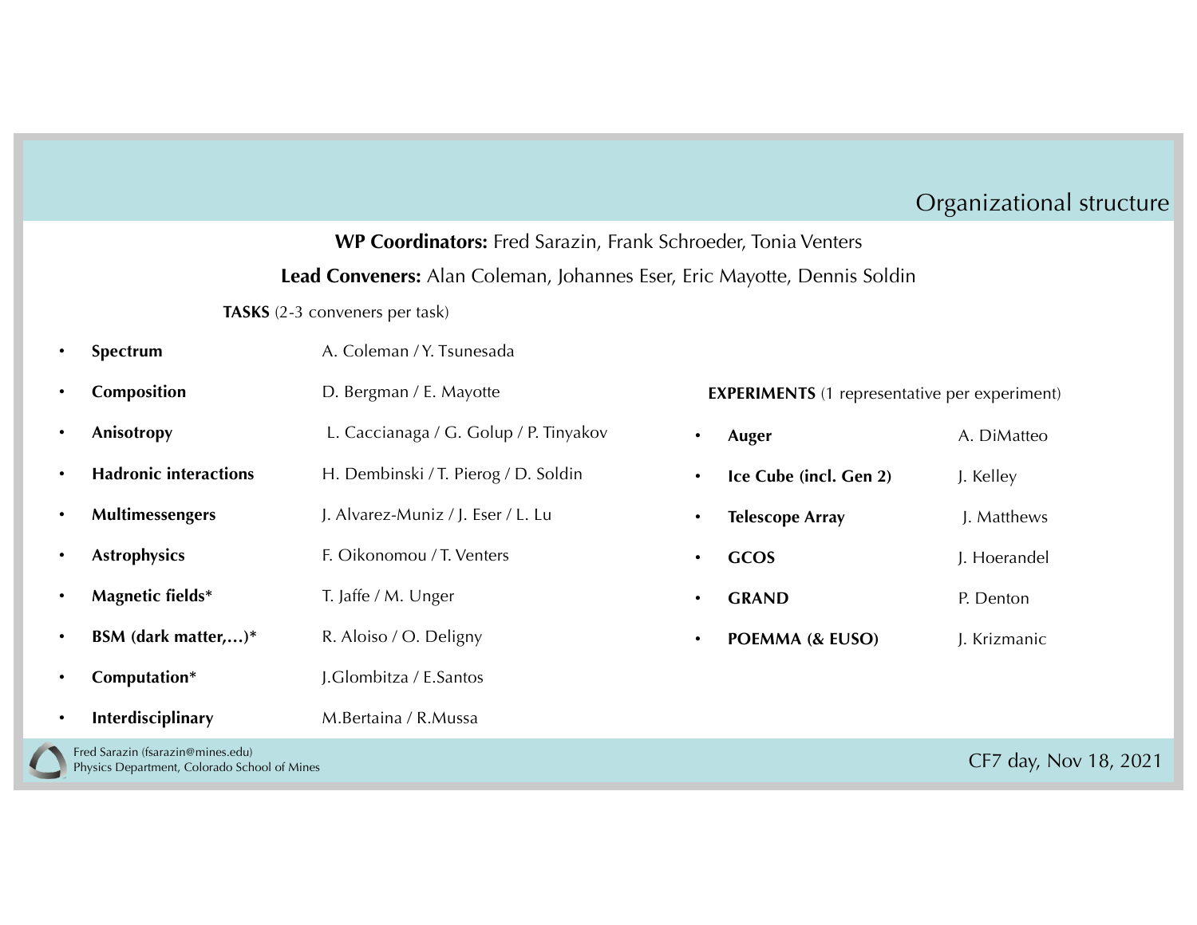# Organizational structure

**WP Coordinators:** Fred Sarazin, Frank Schroeder, Tonia Venters

**Lead Conveners:** Alan Coleman, Johannes Eser, Eric Mayotte, Dennis Soldin

**TASKS** (2-3 conveners per task)

- **Spectrum** A. Coleman / Y. Tsunesada
- **Composition** D. Bergman / E. Mayotte
- **Anisotropy** L. Caccianaga / G. Golup / P. Tinyakov
- **Hadronic interactions** H. Dembinski / T. Pierog / D. Soldin
- **Multimessengers** J. Alvarez-Muniz / J. Eser / L. Lu
- **Astrophysics** F. Oikonomou / T. Venters
- **Magnetic fields*** T. Jaffe / M. Unger
- **BSM (dark matter,…)*** R. Aloiso / O. Deligny
- **Computation*** J.Glombitza / E.Santos
- **Interdisciplinary** M.Bertaina / R.Mussa

**EXPERIMENTS** (1 representative per experiment)

- **Auger** A. DiMatteo
- **Ice Cube (incl. Gen 2)** J. Kelley
- **Telescope Array** J. Matthews
- **GCOS** J. Hoerandel
- **GRAND** P. Denton
- **POEMMA (& EUSO)** J. Krizmanic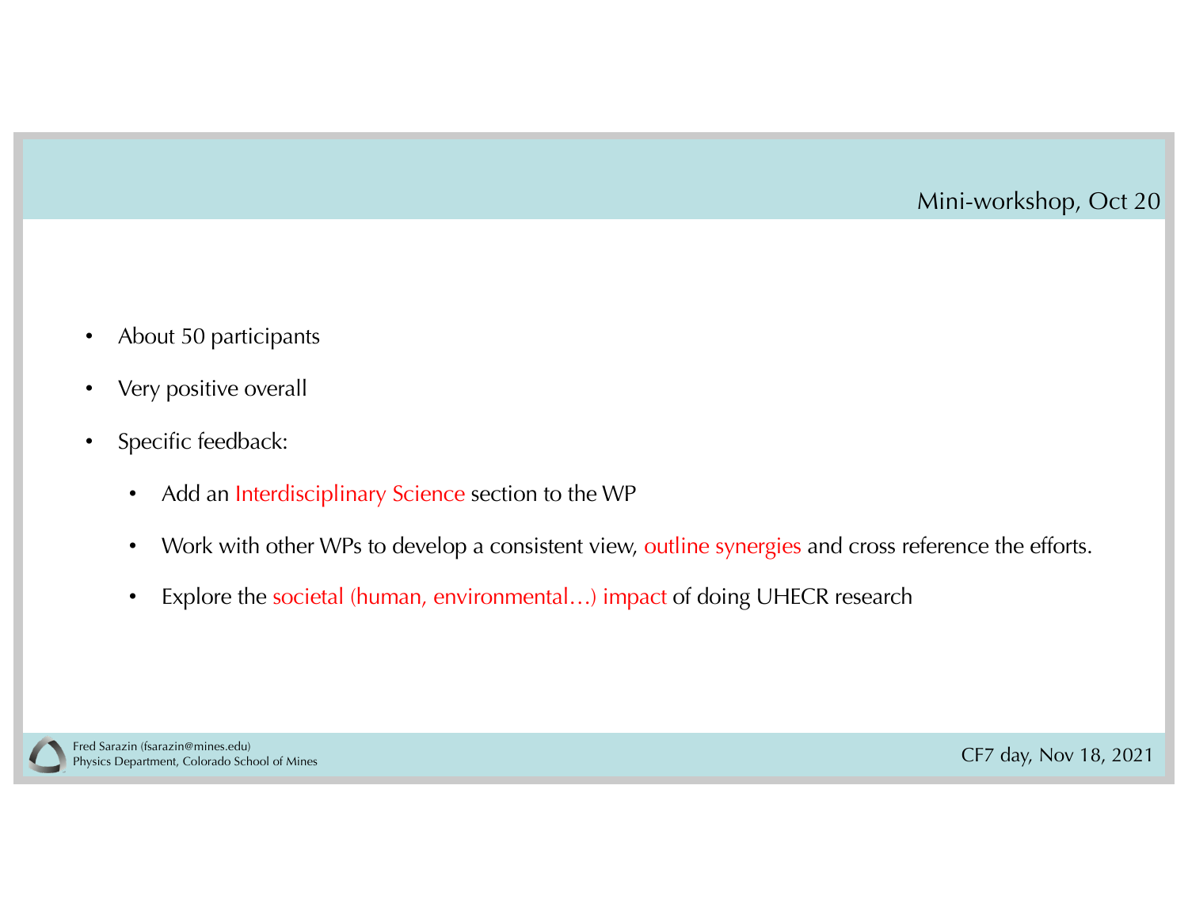## Mini-workshop, Oct 20

- About 50 participants
- Very positive overall
- Specific feedback:
  - Add an Interdisciplinary Science section to the WP
  - Work with other WPs to develop a consistent view, outline synergies and cross reference the efforts.
  - Explore the societal (human, environmental…) impact of doing UHECR research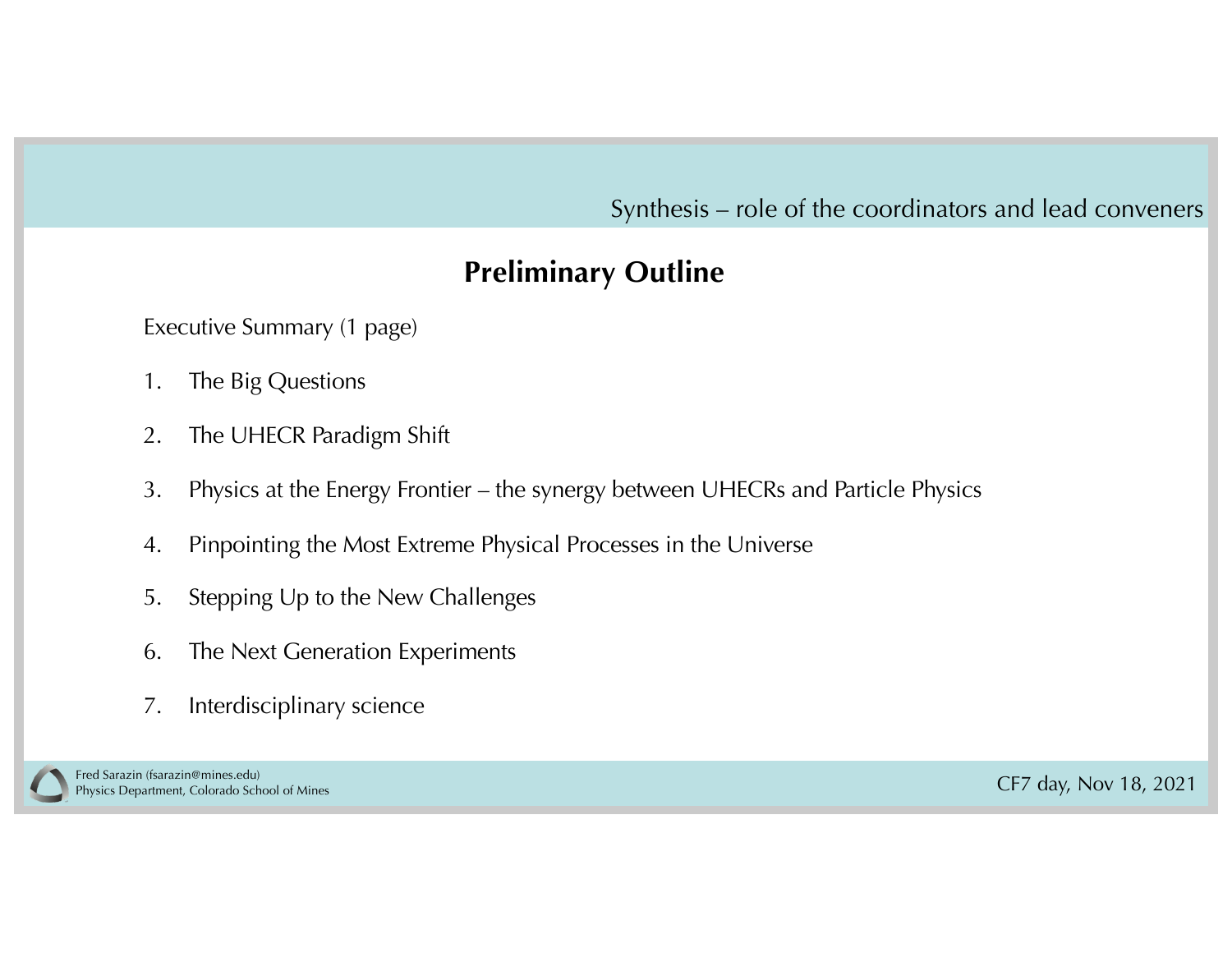## Synthesis – role of the coordinators and lead conveners

### Preliminary Outline

Executive Summary (1 page)

1. The Big Questions
2. The UHECR Paradigm Shift
3. Physics at the Energy Frontier – the synergy between UHECRs and Particle Physics
4. Pinpointing the Most Extreme Physical Processes in the Universe
5. Stepping Up to the New Challenges
6. The Next Generation Experiments
7. Interdisciplinary science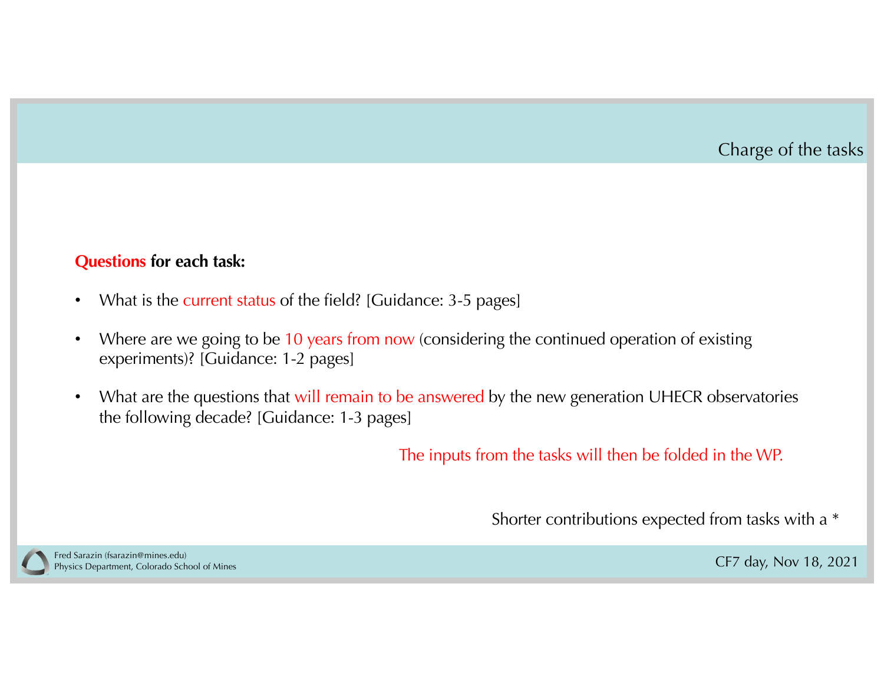## Charge of the tasks

**Questions for each task:**

- What is the current status of the field? [Guidance: 3-5 pages]
- Where are we going to be 10 years from now (considering the continued operation of existing experiments)? [Guidance: 1-2 pages]
- What are the questions that will remain to be answered by the new generation UHECR observatories the following decade? [Guidance: 1-3 pages]

The inputs from the tasks will then be folded in the WP.

Shorter contributions expected from tasks with a *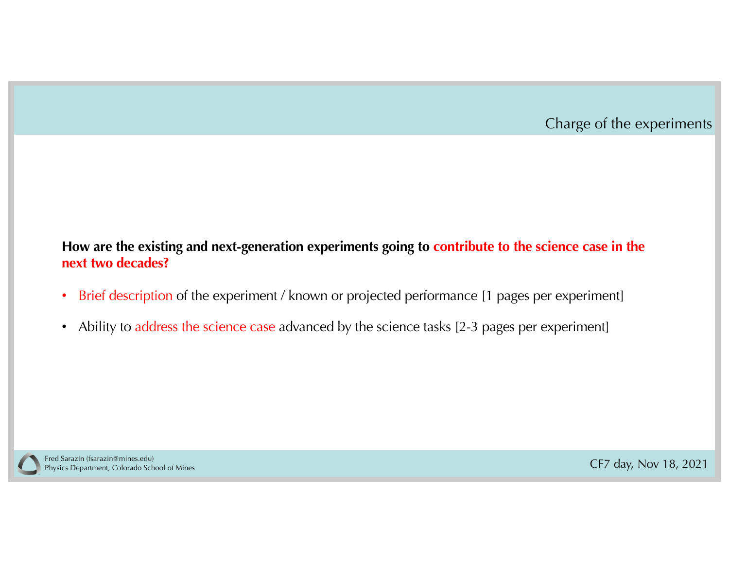## Charge of the experiments

**How are the existing and next-generation experiments going to contribute to the science case in the next two decades?**

- Brief description of the experiment / known or projected performance [1 pages per experiment]
- Ability to address the science case advanced by the science tasks [2-3 pages per experiment]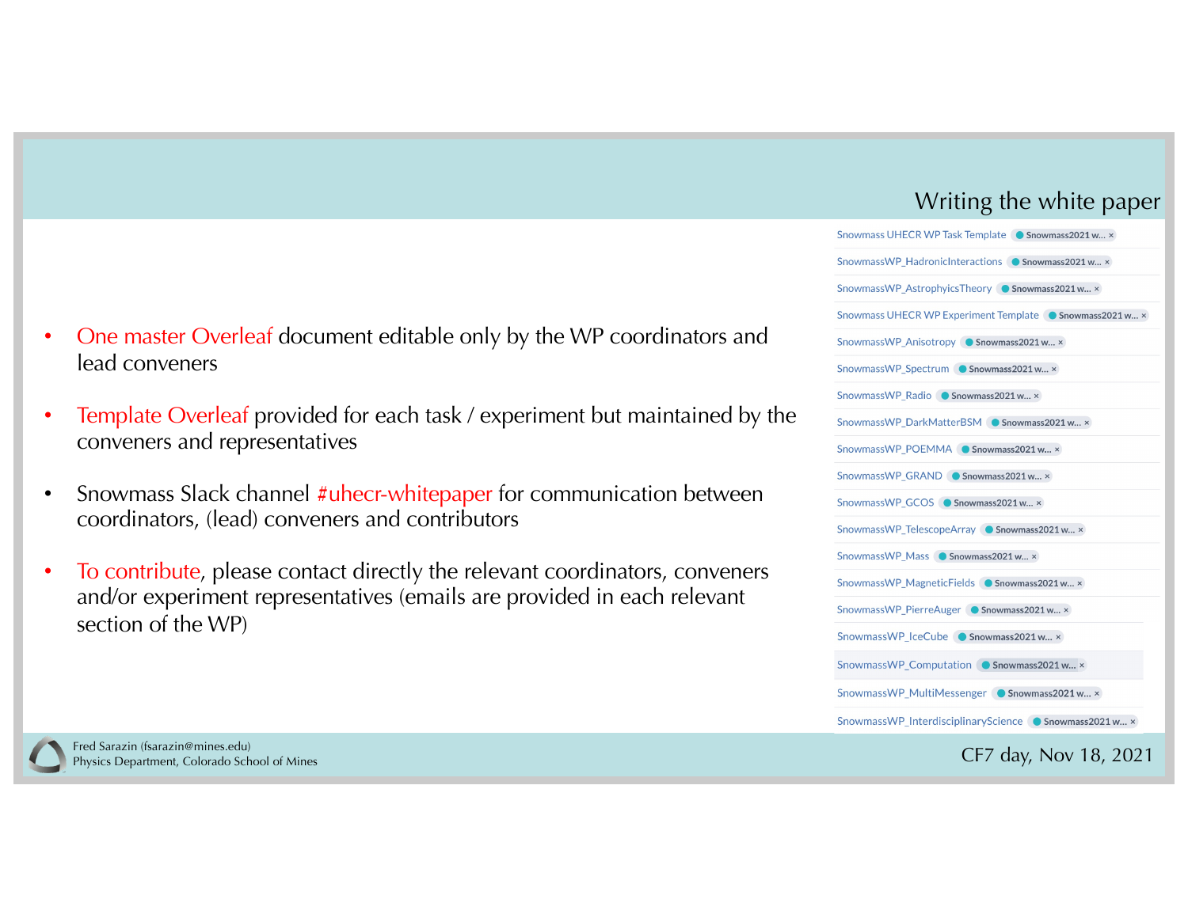# Writing the white paper

- One master Overleaf document editable only by the WP coordinators and lead conveners
- Template Overleaf provided for each task / experiment but maintained by the conveners and representatives
- Snowmass Slack channel #uhecr-whitepaper for communication between coordinators, (lead) conveners and contributors
- To contribute, please contact directly the relevant coordinators, conveners and/or experiment representatives (emails are provided in each relevant section of the WP)

- Snowmass UHECR WP Task Template — Snowmass2021 w...
- SnowmassWP_HadronicInteractions — Snowmass2021 w...
- SnowmassWP_AstrophyicsTheory — Snowmass2021 w...
- Snowmass UHECR WP Experiment Template — Snowmass2021 w...
- SnowmassWP_Anisotropy — Snowmass2021 w...
- SnowmassWP_Spectrum — Snowmass2021 w...
- SnowmassWP_Radio — Snowmass2021 w...
- SnowmassWP_DarkMatterBSM — Snowmass2021 w...
- SnowmassWP_POEMMA — Snowmass2021 w...
- SnowmassWP_GRAND — Snowmass2021 w...
- SnowmassWP_GCOS — Snowmass2021 w...
- SnowmassWP_TelescopeArray — Snowmass2021 w...
- SnowmassWP_Mass — Snowmass2021 w...
- SnowmassWP_MagneticFields — Snowmass2021 w...
- SnowmassWP_PierreAuger — Snowmass2021 w...
- SnowmassWP_IceCube — Snowmass2021 w...
- SnowmassWP_Computation — Snowmass2021 w...
- SnowmassWP_MultiMessenger — Snowmass2021 w...
- SnowmassWP_InterdisciplinaryScience — Snowmass2021 w...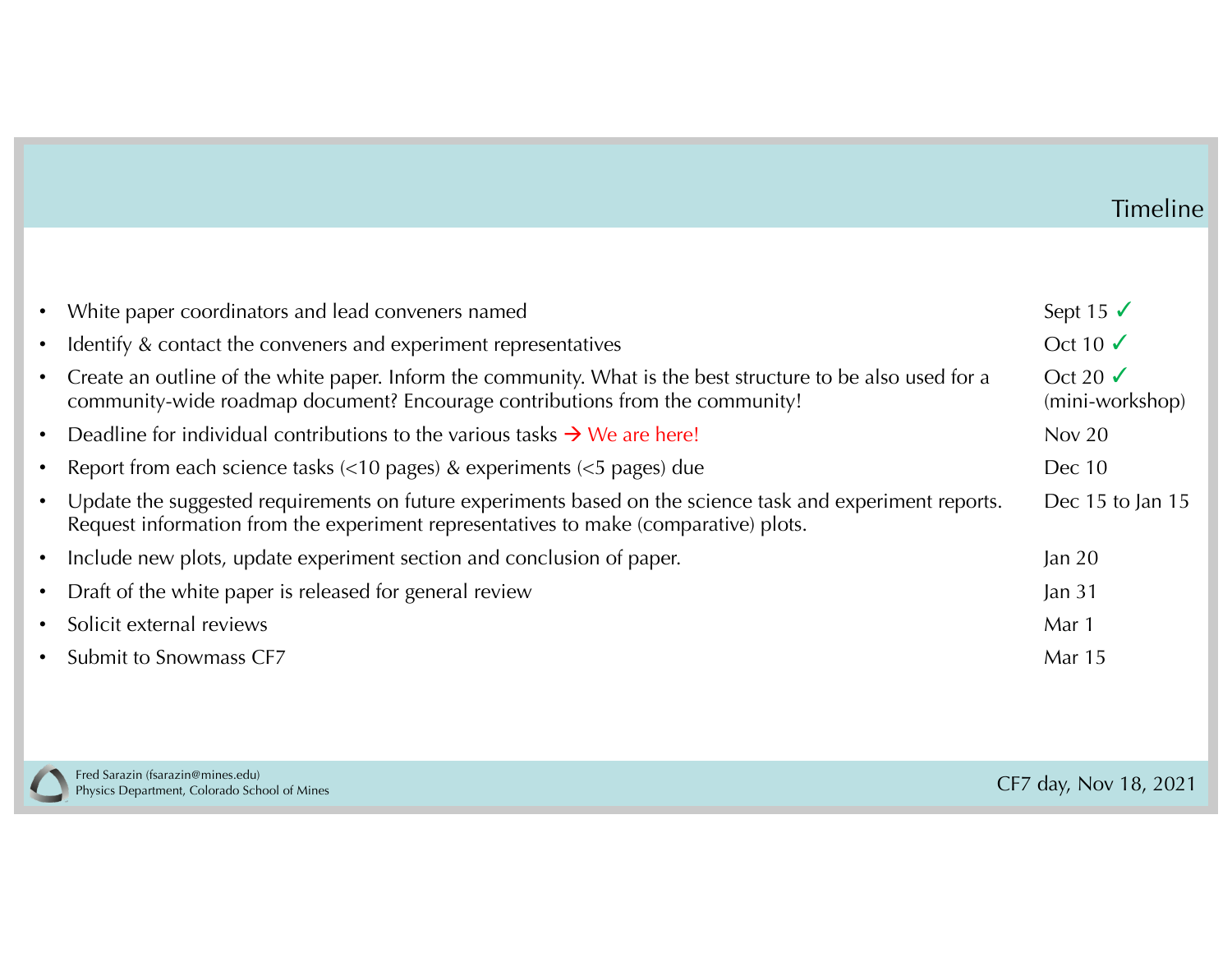# Timeline

| Task | Date |
|---|---|
| White paper coordinators and lead conveners named | Sept 15 ✓ |
| Identify & contact the conveners and experiment representatives | Oct 10 ✓ |
| Create an outline of the white paper. Inform the community. What is the best structure to be also used for a community-wide roadmap document? Encourage contributions from the community! | Oct 20 ✓ (mini-workshop) |
| Deadline for individual contributions to the various tasks → We are here! | Nov 20 |
| Report from each science tasks (<10 pages) & experiments (<5 pages) due | Dec 10 |
| Update the suggested requirements on future experiments based on the science task and experiment reports. Request information from the experiment representatives to make (comparative) plots. | Dec 15 to Jan 15 |
| Include new plots, update experiment section and conclusion of paper. | Jan 20 |
| Draft of the white paper is released for general review | Jan 31 |
| Solicit external reviews | Mar 1 |
| Submit to Snowmass CF7 | Mar 15 |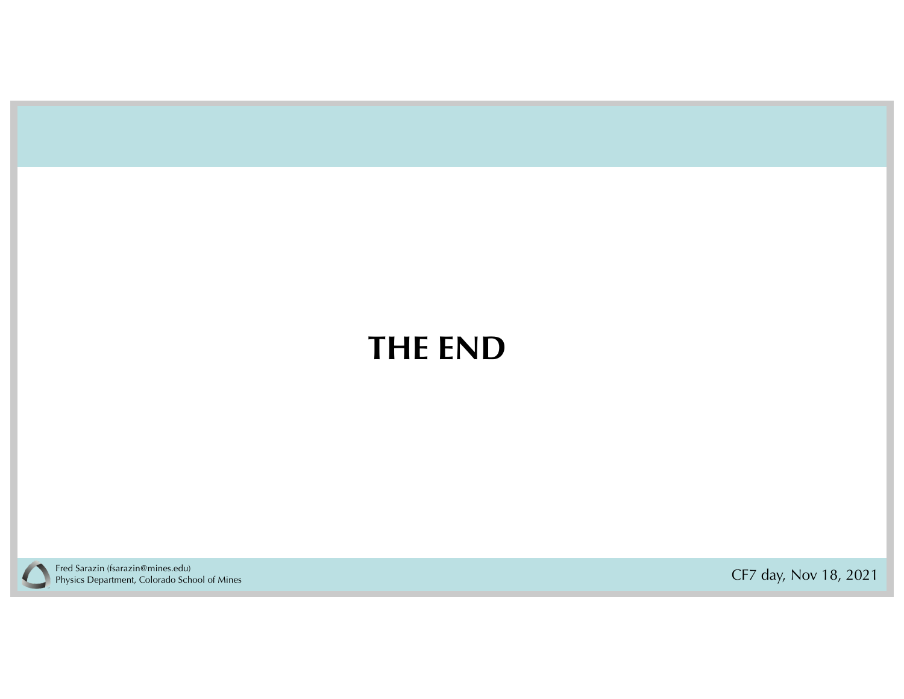**THE END**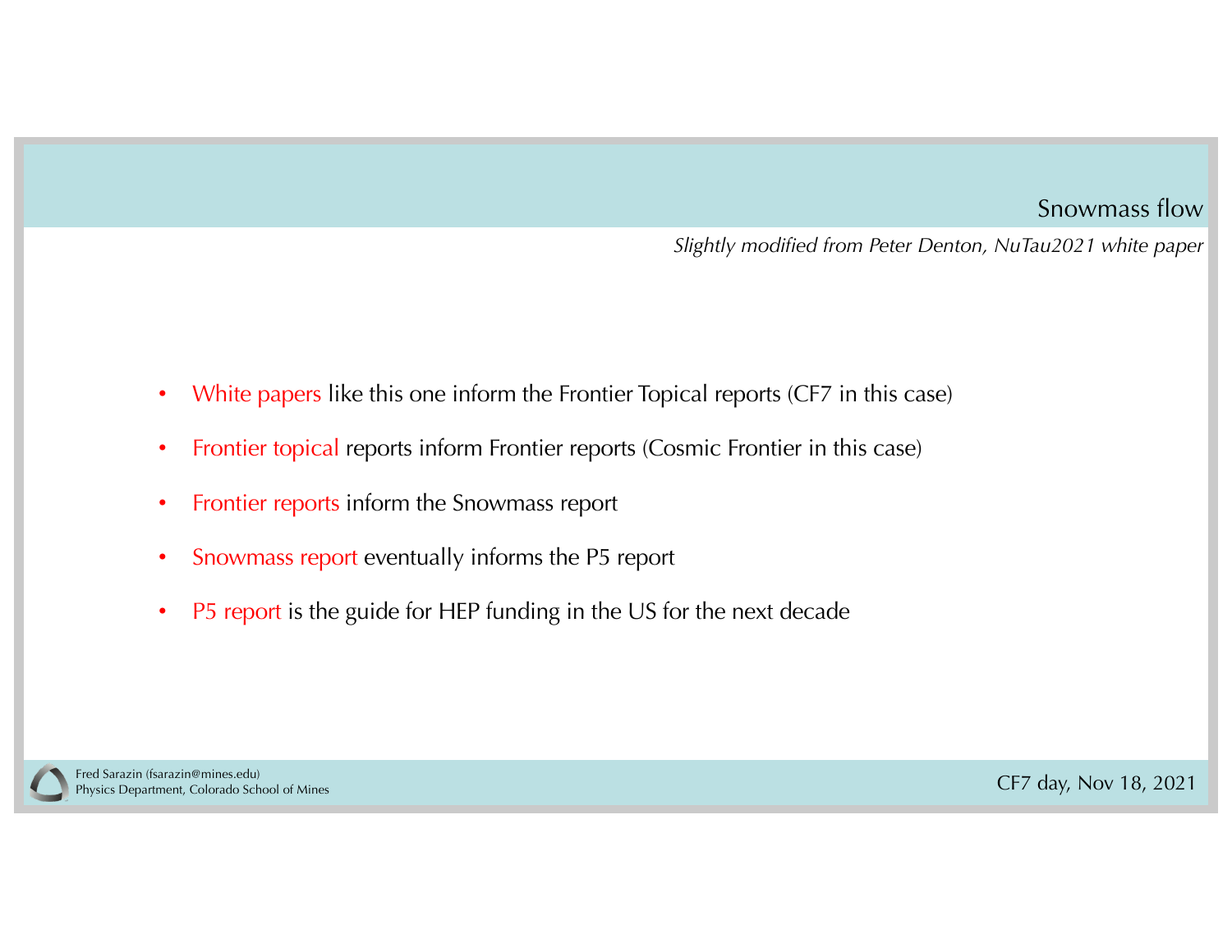# Snowmass flow

*Slightly modified from Peter Denton, NuTau2021 white paper*

- White papers like this one inform the Frontier Topical reports (CF7 in this case)
- Frontier topical reports inform Frontier reports (Cosmic Frontier in this case)
- Frontier reports inform the Snowmass report
- Snowmass report eventually informs the P5 report
- P5 report is the guide for HEP funding in the US for the next decade